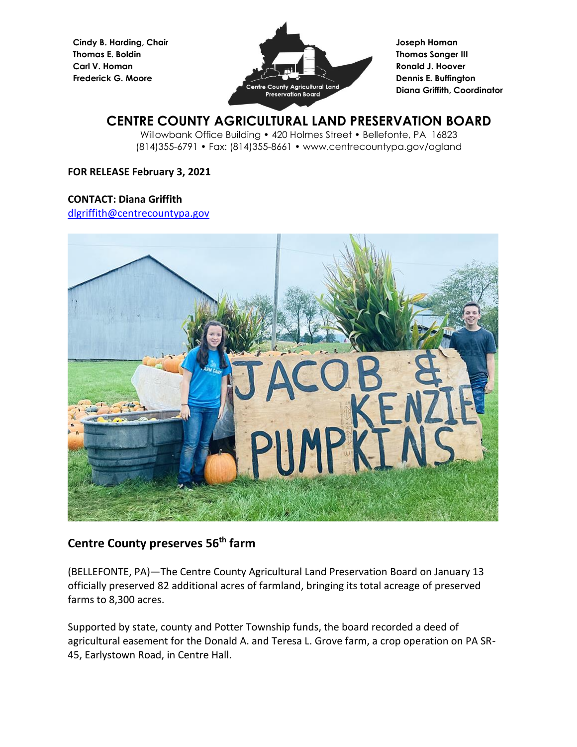Cindy B. Harding, Chair
Thomas E. Boldin
Carl V. Homan
Frederick G. Moore

Joseph Homan
Thomas Songer III
Ronald J. Hoover
Dennis E. Buffington
Diana Griffith, Coordinator

# CENTRE COUNTY AGRICULTURAL LAND PRESERVATION BOARD

Willowbank Office Building • 420 Holmes Street • Bellefonte, PA 16823
(814)355-6791 • Fax: (814)355-8661 • www.centrecountypa.gov/agland

**FOR RELEASE February 3, 2021**

**CONTACT: Diana Griffith**
dlgriffith@centrecountypa.gov

## Centre County preserves 56th farm

(BELLEFONTE, PA)—The Centre County Agricultural Land Preservation Board on January 13 officially preserved 82 additional acres of farmland, bringing its total acreage of preserved farms to 8,300 acres.

Supported by state, county and Potter Township funds, the board recorded a deed of agricultural easement for the Donald A. and Teresa L. Grove farm, a crop operation on PA SR-45, Earlystown Road, in Centre Hall.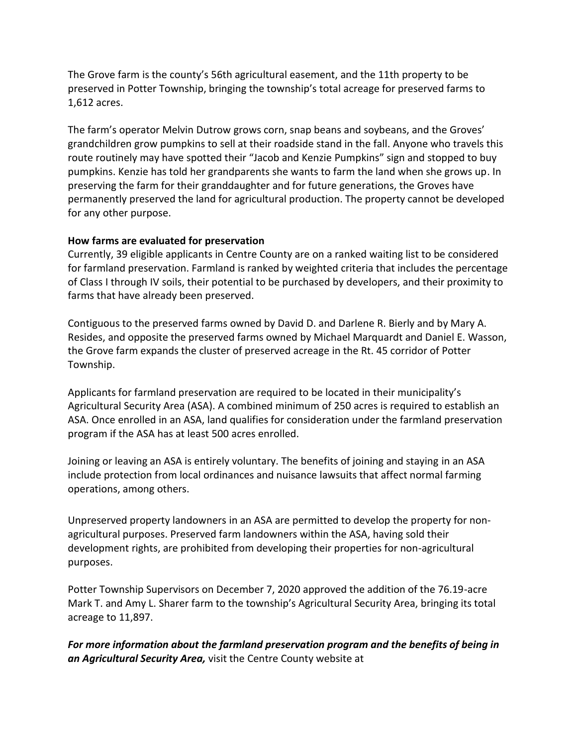The Grove farm is the county's 56th agricultural easement, and the 11th property to be preserved in Potter Township, bringing the township's total acreage for preserved farms to 1,612 acres.

The farm's operator Melvin Dutrow grows corn, snap beans and soybeans, and the Groves' grandchildren grow pumpkins to sell at their roadside stand in the fall. Anyone who travels this route routinely may have spotted their "Jacob and Kenzie Pumpkins" sign and stopped to buy pumpkins. Kenzie has told her grandparents she wants to farm the land when she grows up. In preserving the farm for their granddaughter and for future generations, the Groves have permanently preserved the land for agricultural production. The property cannot be developed for any other purpose.

**How farms are evaluated for preservation**

Currently, 39 eligible applicants in Centre County are on a ranked waiting list to be considered for farmland preservation. Farmland is ranked by weighted criteria that includes the percentage of Class I through IV soils, their potential to be purchased by developers, and their proximity to farms that have already been preserved.

Contiguous to the preserved farms owned by David D. and Darlene R. Bierly and by Mary A. Resides, and opposite the preserved farms owned by Michael Marquardt and Daniel E. Wasson, the Grove farm expands the cluster of preserved acreage in the Rt. 45 corridor of Potter Township.

Applicants for farmland preservation are required to be located in their municipality's Agricultural Security Area (ASA). A combined minimum of 250 acres is required to establish an ASA. Once enrolled in an ASA, land qualifies for consideration under the farmland preservation program if the ASA has at least 500 acres enrolled.

Joining or leaving an ASA is entirely voluntary. The benefits of joining and staying in an ASA include protection from local ordinances and nuisance lawsuits that affect normal farming operations, among others.

Unpreserved property landowners in an ASA are permitted to develop the property for non-agricultural purposes. Preserved farm landowners within the ASA, having sold their development rights, are prohibited from developing their properties for non-agricultural purposes.

Potter Township Supervisors on December 7, 2020 approved the addition of the 76.19-acre Mark T. and Amy L. Sharer farm to the township's Agricultural Security Area, bringing its total acreage to 11,897.

***For more information about the farmland preservation program and the benefits of being in an Agricultural Security Area,*** visit the Centre County website at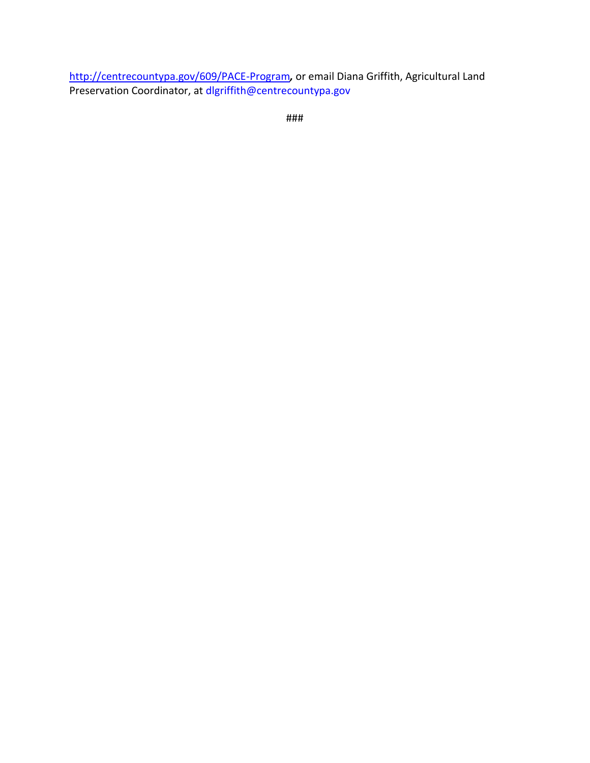http://centrecountypa.gov/609/PACE-Program, or email Diana Griffith, Agricultural Land Preservation Coordinator, at dlgriffith@centrecountypa.gov

###